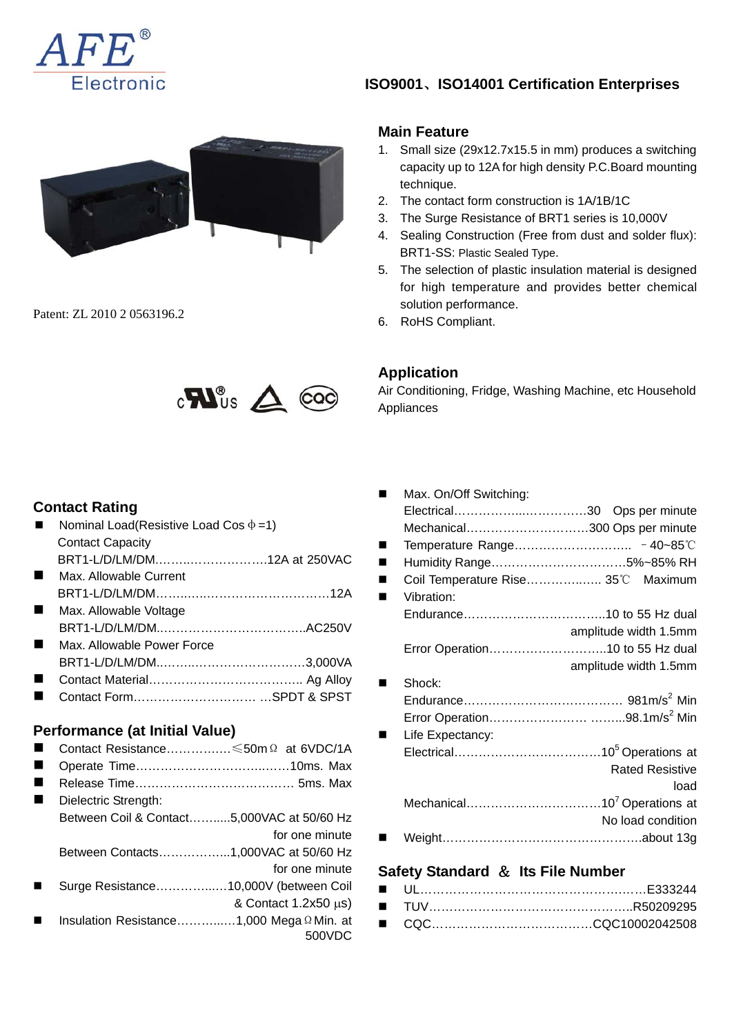AFE® Electronic

**ISO9001、ISO14001 Certification Enterprises**

## Main Feature

1. Small size (29x12.7x15.5 in mm) produces a switching capacity up to 12A for high density P.C.Board mounting technique.
2. The contact form construction is 1A/1B/1C
3. The Surge Resistance of BRT1 series is 10,000V
4. Sealing Construction (Free from dust and solder flux): BRT1-SS: Plastic Sealed Type.
5. The selection of plastic insulation material is designed for high temperature and provides better chemical solution performance.
6. RoHS Compliant.

Patent: ZL 2010 2 0563196.2

## Application

Air Conditioning, Fridge, Washing Machine, etc Household Appliances

## Contact Rating

- Nominal Load(Resistive Load Cos Φ =1)
  Contact Capacity
  BRT1-L/D/LM/DM…………………………12A at 250VAC
- Max. Allowable Current
  BRT1-L/D/LM/DM……………………………………12A
- Max. Allowable Voltage
  BRT1-L/D/LM/DM…………………………………AC250V
- Max. Allowable Power Force
  BRT1-L/D/LM/DM…………………………………3,000VA
- Contact Material……………………………… Ag Alloy
- Contact Form………………………… …SPDT & SPST

## Performance (at Initial Value)

- Contact Resistance…………….≤50mΩ at 6VDC/1A
- Operate Time……………………………….10ms. Max
- Release Time………………………………… 5ms. Max
- Dielectric Strength:
  Between Coil & Contact………..5,000VAC at 50/60 Hz for one minute
  Between Contacts……………...1,000VAC at 50/60 Hz for one minute
- Surge Resistance……………..10,000V (between Coil & Contact 1.2x50 μs)
- Insulation Resistance…………..1,000 MegaΩ Min. at 500VDC
- Max. On/Off Switching:
  Electrical……………………………30 Ops per minute
  Mechanical…………………………300 Ops per minute
- Temperature Range……………………… －40~85℃
- Humidity Range……………………………5%~85% RH
- Coil Temperature Rise……………… 35℃ Maximum
- Vibration:
  Endurance……………………………..10 to 55 Hz dual amplitude width 1.5mm
  Error Operation………………………..10 to 55 Hz dual amplitude width 1.5mm
- Shock:
  Endurance……………………………… 981m/s$^2$ Min
  Error Operation…………………… ……..98.1m/s$^2$ Min
- Life Expectancy:
  Electrical………………………………$10^5$ Operations at Rated Resistive load
  Mechanical……………………………$10^7$ Operations at No load condition
- Weight…………………………………………about 13g

## Safety Standard ＆ Its File Number

- UL……………………………………………E333244
- TUV…………………………………………..R50209295
- CQC…………………………………CQC10002042508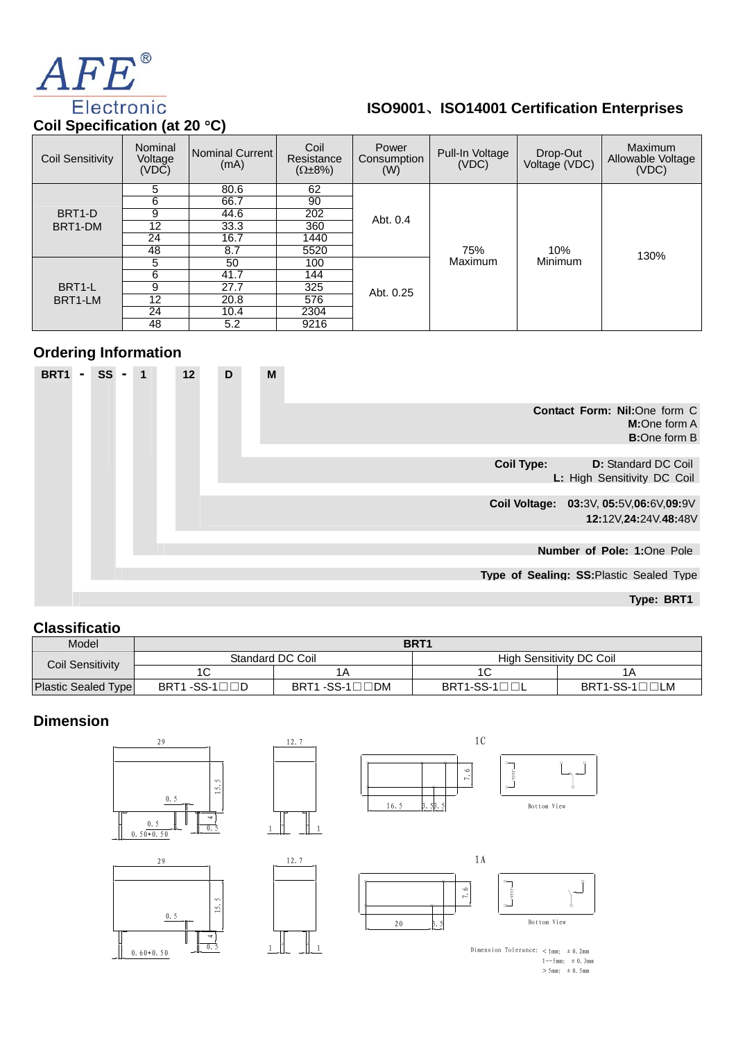AFE®
Electronic

**ISO9001、ISO14001 Certification Enterprises**

## Coil Specification (at 20 °C)

| Coil Sensitivity | Nominal Voltage (VDC) | Nominal Current (mA) | Coil Resistance (Ω±8%) | Power Consumption (W) | Pull-In Voltage (VDC) | Drop-Out Voltage (VDC) | Maximum Allowable Voltage (VDC) |
|---|---|---|---|---|---|---|---|
| BRT1-D BRT1-DM | 5 | 80.6 | 62 | Abt. 0.4 | 75% Maximum | 10% Minimum | 130% |
| | 6 | 66.7 | 90 | | | | |
| | 9 | 44.6 | 202 | | | | |
| | 12 | 33.3 | 360 | | | | |
| | 24 | 16.7 | 1440 | | | | |
| | 48 | 8.7 | 5520 | | | | |
| BRT1-L BRT1-LM | 5 | 50 | 100 | Abt. 0.25 | | | |
| | 6 | 41.7 | 144 | | | | |
| | 9 | 27.7 | 325 | | | | |
| | 12 | 20.8 | 576 | | | | |
| | 24 | 10.4 | 2304 | | | | |
| | 48 | 5.2 | 9216 | | | | |

## Ordering Information

**BRT1 - SS - 1 12 D M**

**Contact Form: Nil:**One form C
**M:**One form A
**B:**One form B

**Coil Type:** **D:** Standard DC Coil
**L:** High Sensitivity DC Coil

**Coil Voltage:** **03:**3V, **05:**5V,**06:**6V,**09:**9V
**12:**12V,**24:**24V.**48:**48V

**Number of Pole: 1:**One Pole

**Type of Sealing: SS:**Plastic Sealed Type

**Type: BRT1**

## Classificatio

| Model | BRT1 | | | |
|---|---|---|---|---|
| Coil Sensitivity | Standard DC Coil | | High Sensitivity DC Coil | |
| | 1C | 1A | 1C | 1A |
| Plastic Sealed Type | BRT1 -SS-1□□D | BRT1 -SS-1□□DM | BRT1-SS-1□□L | BRT1-SS-1□□LM |

## Dimension

1C

29
12.7
15.5
0.5
4
0.3
0.5
0.50*0.50
1
1
7.6
16.5
3.5 3.5
Bottom View

1A

29
12.7
15.5
0.5
4
0.3
0.60*0.50
1
1
7.6
20
3.5
Bottom View

Dimension Tolerance: <1mm: ±0.2mm
1--5mm: ±0.3mm
>5mm: ±0.5mm